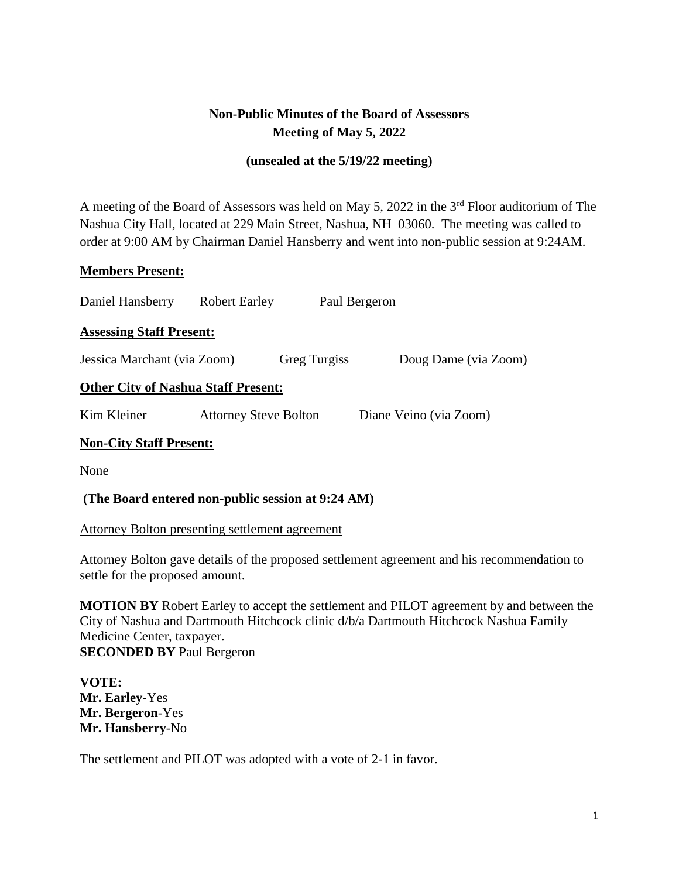# Non-Public Minutes of the Board of Assessors
## Meeting of May 5, 2022

**(unsealed at the 5/19/22 meeting)**

A meeting of the Board of Assessors was held on May 5, 2022 in the 3rd Floor auditorium of The Nashua City Hall, located at 229 Main Street, Nashua, NH 03060. The meeting was called to order at 9:00 AM by Chairman Daniel Hansberry and went into non-public session at 9:24AM.

**Members Present:**

Daniel Hansberry    Robert Earley    Paul Bergeron

**Assessing Staff Present:**

Jessica Marchant (via Zoom)    Greg Turgiss    Doug Dame (via Zoom)

**Other City of Nashua Staff Present:**

Kim Kleiner    Attorney Steve Bolton    Diane Veino (via Zoom)

**Non-City Staff Present:**

None

**(The Board entered non-public session at 9:24 AM)**

Attorney Bolton presenting settlement agreement

Attorney Bolton gave details of the proposed settlement agreement and his recommendation to settle for the proposed amount.

**MOTION BY** Robert Earley to accept the settlement and PILOT agreement by and between the City of Nashua and Dartmouth Hitchcock clinic d/b/a Dartmouth Hitchcock Nashua Family Medicine Center, taxpayer.
**SECONDED BY** Paul Bergeron

**VOTE:**
**Mr. Earley**-Yes
**Mr. Bergeron**-Yes
**Mr. Hansberry**-No

The settlement and PILOT was adopted with a vote of 2-1 in favor.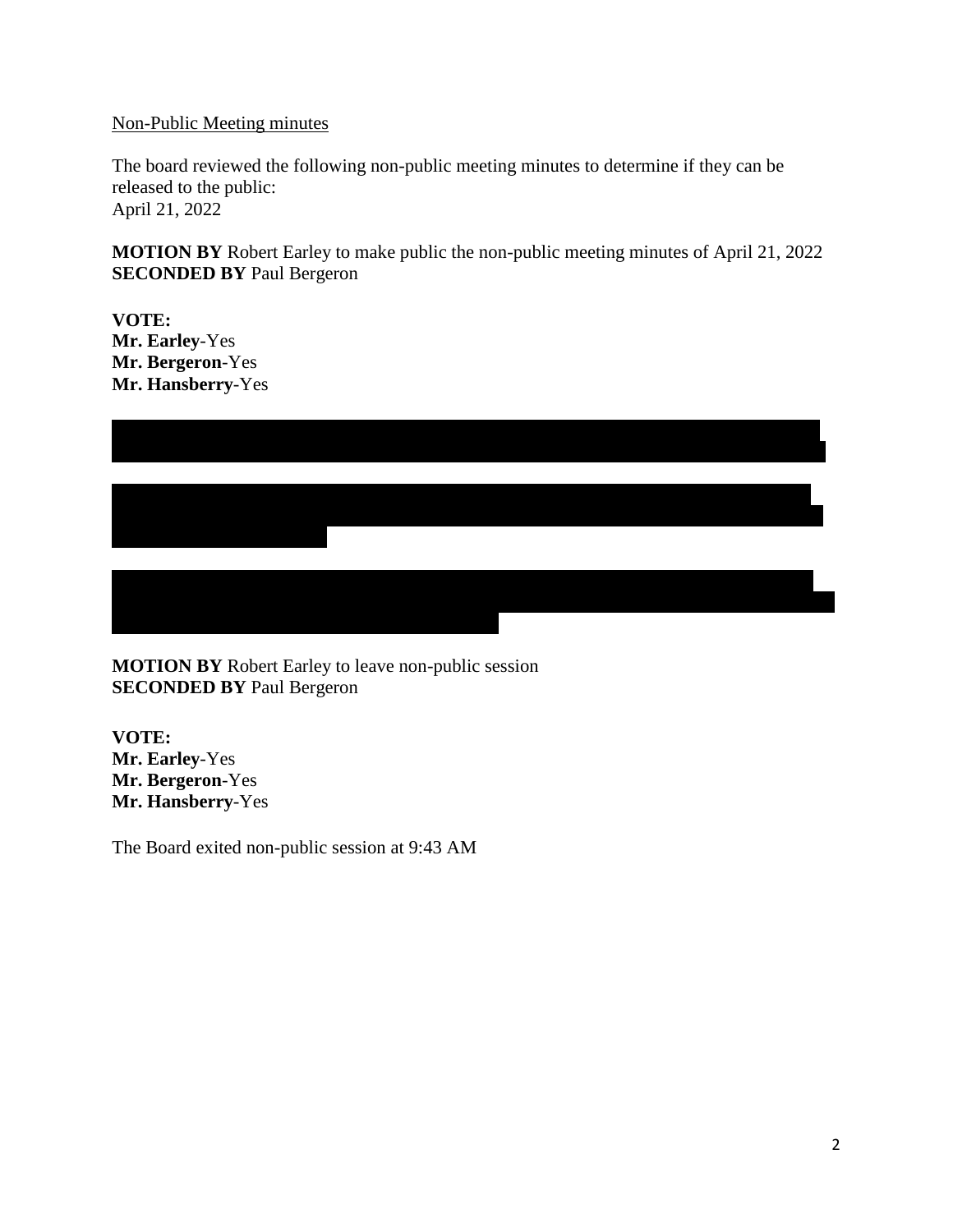<u>Non-Public Meeting minutes</u>

The board reviewed the following non-public meeting minutes to determine if they can be released to the public:
April 21, 2022

**MOTION BY** Robert Earley to make public the non-public meeting minutes of April 21, 2022
**SECONDED BY** Paul Bergeron

**VOTE:**
**Mr. Earley**-Yes
**Mr. Bergeron**-Yes
**Mr. Hansberry**-Yes

**MOTION BY** Robert Earley to leave non-public session
**SECONDED BY** Paul Bergeron

**VOTE:**
**Mr. Earley**-Yes
**Mr. Bergeron**-Yes
**Mr. Hansberry**-Yes

The Board exited non-public session at 9:43 AM